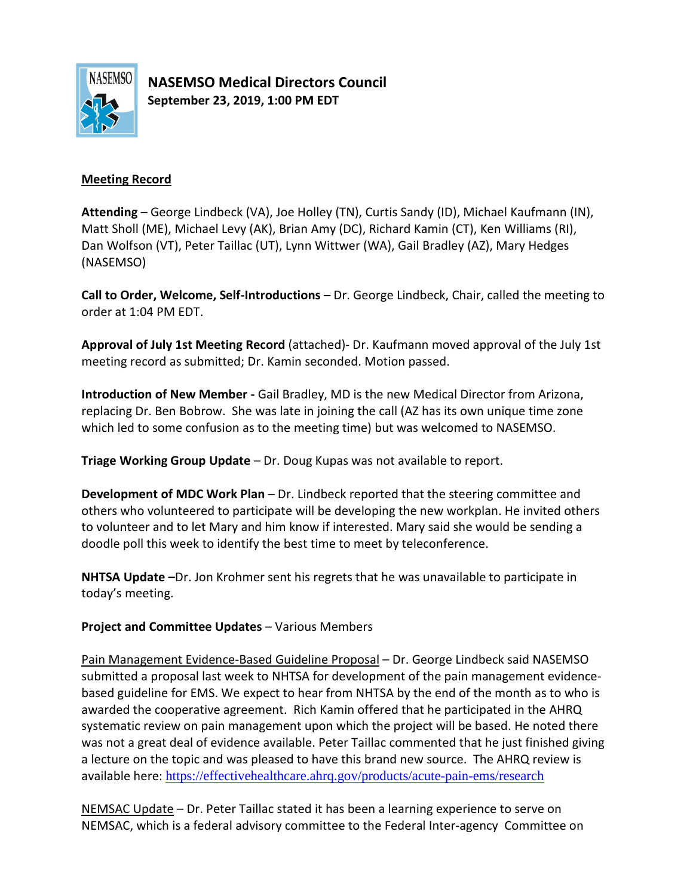# NASEMSO Medical Directors Council

**September 23, 2019, 1:00 PM EDT**

## Meeting Record

**Attending** – George Lindbeck (VA), Joe Holley (TN), Curtis Sandy (ID), Michael Kaufmann (IN), Matt Sholl (ME), Michael Levy (AK), Brian Amy (DC), Richard Kamin (CT), Ken Williams (RI), Dan Wolfson (VT), Peter Taillac (UT), Lynn Wittwer (WA), Gail Bradley (AZ), Mary Hedges (NASEMSO)

**Call to Order, Welcome, Self-Introductions** – Dr. George Lindbeck, Chair, called the meeting to order at 1:04 PM EDT.

**Approval of July 1st Meeting Record** (attached)- Dr. Kaufmann moved approval of the July 1st meeting record as submitted; Dr. Kamin seconded. Motion passed.

**Introduction of New Member -** Gail Bradley, MD is the new Medical Director from Arizona, replacing Dr. Ben Bobrow. She was late in joining the call (AZ has its own unique time zone which led to some confusion as to the meeting time) but was welcomed to NASEMSO.

**Triage Working Group Update** – Dr. Doug Kupas was not available to report.

**Development of MDC Work Plan** – Dr. Lindbeck reported that the steering committee and others who volunteered to participate will be developing the new workplan. He invited others to volunteer and to let Mary and him know if interested. Mary said she would be sending a doodle poll this week to identify the best time to meet by teleconference.

**NHTSA Update –**Dr. Jon Krohmer sent his regrets that he was unavailable to participate in today's meeting.

**Project and Committee Updates** – Various Members

Pain Management Evidence-Based Guideline Proposal – Dr. George Lindbeck said NASEMSO submitted a proposal last week to NHTSA for development of the pain management evidence-based guideline for EMS. We expect to hear from NHTSA by the end of the month as to who is awarded the cooperative agreement. Rich Kamin offered that he participated in the AHRQ systematic review on pain management upon which the project will be based. He noted there was not a great deal of evidence available. Peter Taillac commented that he just finished giving a lecture on the topic and was pleased to have this brand new source. The AHRQ review is available here: https://effectivehealthcare.ahrq.gov/products/acute-pain-ems/research

NEMSAC Update – Dr. Peter Taillac stated it has been a learning experience to serve on NEMSAC, which is a federal advisory committee to the Federal Inter-agency Committee on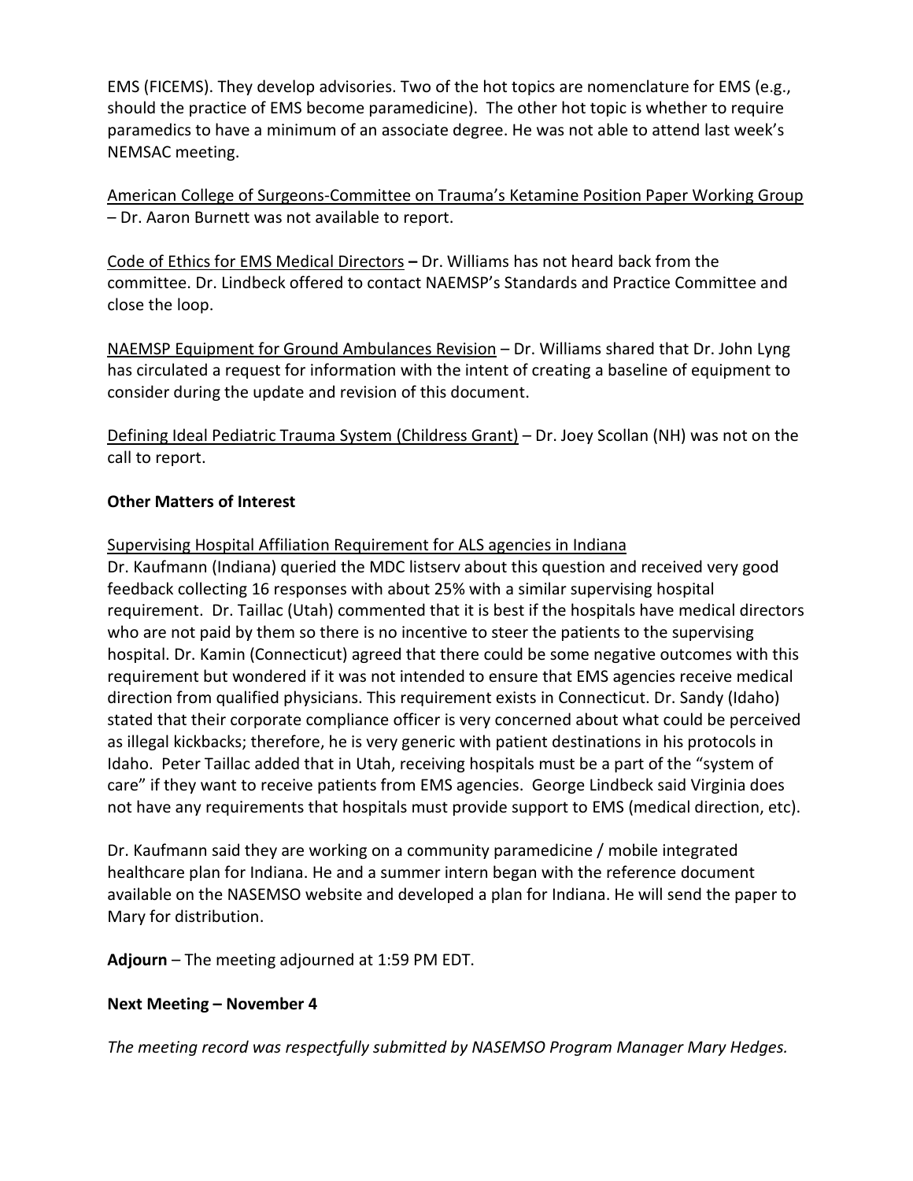EMS (FICEMS). They develop advisories. Two of the hot topics are nomenclature for EMS (e.g., should the practice of EMS become paramedicine). The other hot topic is whether to require paramedics to have a minimum of an associate degree. He was not able to attend last week's NEMSAC meeting.

American College of Surgeons-Committee on Trauma's Ketamine Position Paper Working Group – Dr. Aaron Burnett was not available to report.

Code of Ethics for EMS Medical Directors **–** Dr. Williams has not heard back from the committee. Dr. Lindbeck offered to contact NAEMSP's Standards and Practice Committee and close the loop.

NAEMSP Equipment for Ground Ambulances Revision – Dr. Williams shared that Dr. John Lyng has circulated a request for information with the intent of creating a baseline of equipment to consider during the update and revision of this document.

Defining Ideal Pediatric Trauma System (Childress Grant) – Dr. Joey Scollan (NH) was not on the call to report.

**Other Matters of Interest**

Supervising Hospital Affiliation Requirement for ALS agencies in Indiana

Dr. Kaufmann (Indiana) queried the MDC listserv about this question and received very good feedback collecting 16 responses with about 25% with a similar supervising hospital requirement. Dr. Taillac (Utah) commented that it is best if the hospitals have medical directors who are not paid by them so there is no incentive to steer the patients to the supervising hospital. Dr. Kamin (Connecticut) agreed that there could be some negative outcomes with this requirement but wondered if it was not intended to ensure that EMS agencies receive medical direction from qualified physicians. This requirement exists in Connecticut. Dr. Sandy (Idaho) stated that their corporate compliance officer is very concerned about what could be perceived as illegal kickbacks; therefore, he is very generic with patient destinations in his protocols in Idaho. Peter Taillac added that in Utah, receiving hospitals must be a part of the "system of care" if they want to receive patients from EMS agencies. George Lindbeck said Virginia does not have any requirements that hospitals must provide support to EMS (medical direction, etc).

Dr. Kaufmann said they are working on a community paramedicine / mobile integrated healthcare plan for Indiana. He and a summer intern began with the reference document available on the NASEMSO website and developed a plan for Indiana. He will send the paper to Mary for distribution.

**Adjourn** – The meeting adjourned at 1:59 PM EDT.

**Next Meeting – November 4**

*The meeting record was respectfully submitted by NASEMSO Program Manager Mary Hedges.*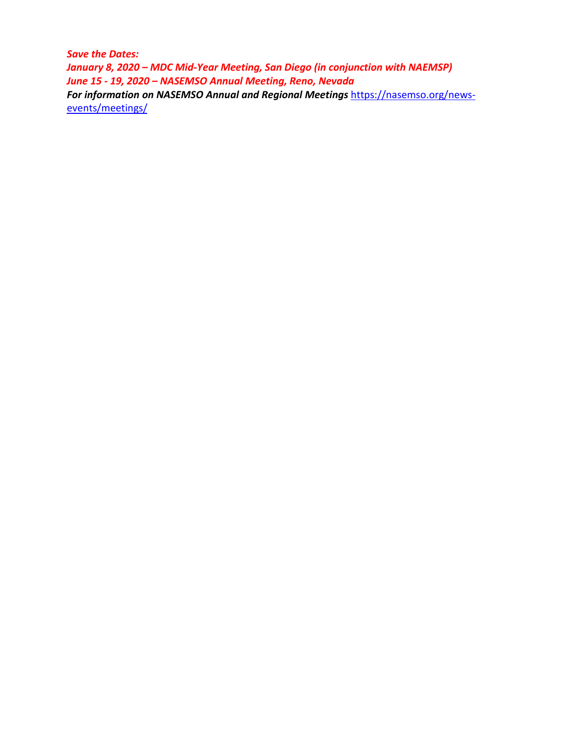***Save the Dates:***
***January 8, 2020 – MDC Mid-Year Meeting, San Diego (in conjunction with NAEMSP)***
***June 15 - 19, 2020 – NASEMSO Annual Meeting, Reno, Nevada***
***For information on NASEMSO Annual and Regional Meetings*** https://nasemso.org/news-events/meetings/